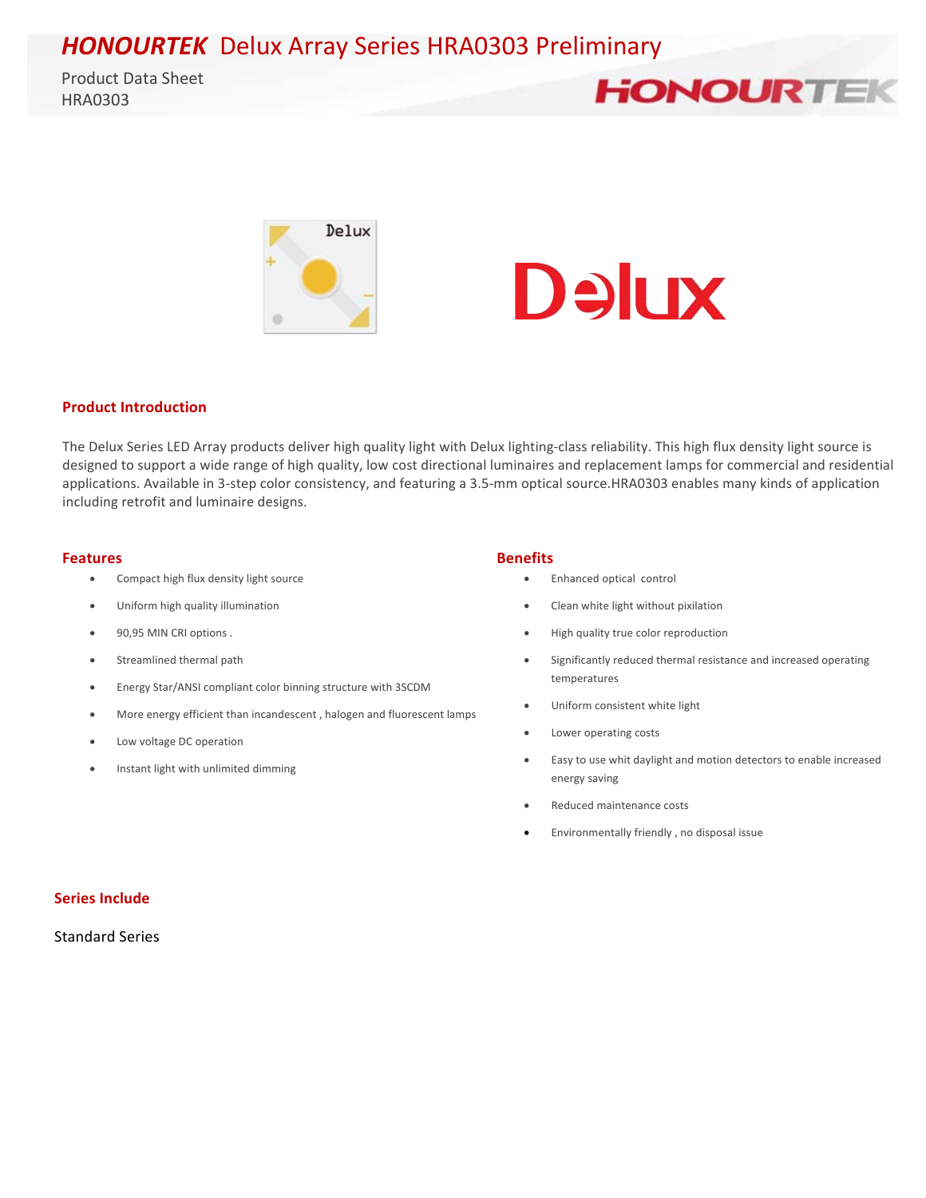# *HONOURTEK* Delux Array Series HRA0303 Preliminary

Product Data Sheet
HRA0303

## Product Introduction

The Delux Series LED Array products deliver high quality light with Delux lighting-class reliability. This high flux density light source is designed to support a wide range of high quality, low cost directional luminaires and replacement lamps for commercial and residential applications. Available in 3-step color consistency, and featuring a 3.5-mm optical source.HRA0303 enables many kinds of application including retrofit and luminaire designs.

## Features

- Compact high flux density light source
- Uniform high quality illumination
- 90,95 MIN CRI options .
- Streamlined thermal path
- Energy Star/ANSI compliant color binning structure with 3SCDM
- More energy efficient than incandescent , halogen and fluorescent lamps
- Low voltage DC operation
- Instant light with unlimited dimming

## Benefits

- Enhanced optical control
- Clean white light without pixilation
- High quality true color reproduction
- Significantly reduced thermal resistance and increased operating temperatures
- Uniform consistent white light
- Lower operating costs
- Easy to use whit daylight and motion detectors to enable increased energy saving
- Reduced maintenance costs
- Environmentally friendly , no disposal issue

## Series Include

Standard Series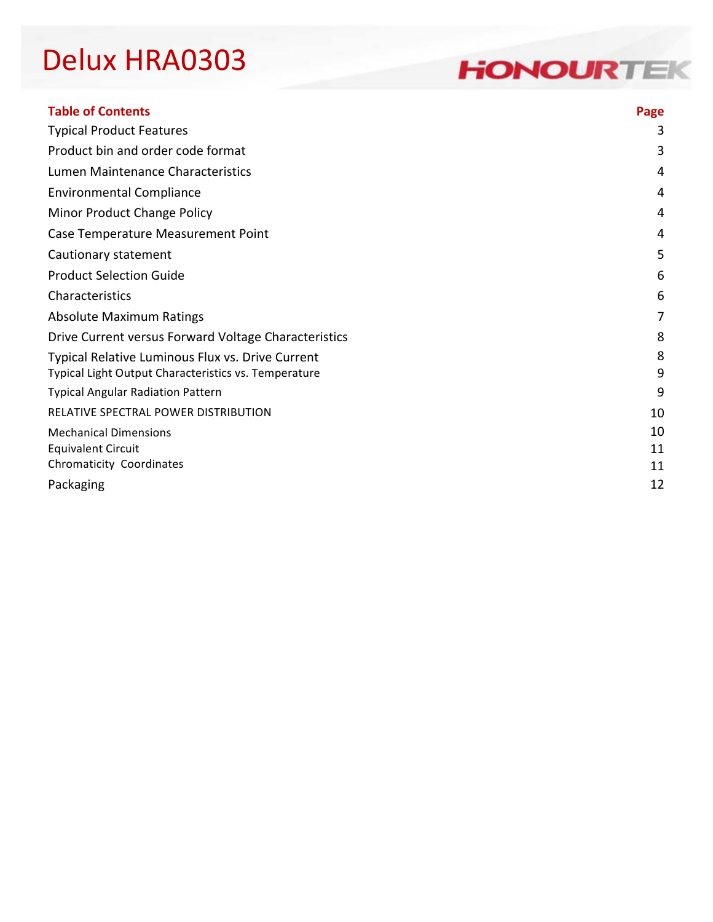# Delux HRA0303

HONOURTEK

| Table of Contents | Page |
|---|---|
| Typical Product Features | 3 |
| Product bin and order code format | 3 |
| Lumen Maintenance Characteristics | 4 |
| Environmental Compliance | 4 |
| Minor Product Change Policy | 4 |
| Case Temperature Measurement Point | 4 |
| Cautionary statement | 5 |
| Product Selection Guide | 6 |
| Characteristics | 6 |
| Absolute Maximum Ratings | 7 |
| Drive Current versus Forward Voltage Characteristics | 8 |
| Typical Relative Luminous Flux vs. Drive Current | 8 |
| Typical Light Output Characteristics vs. Temperature | 9 |
| Typical Angular Radiation Pattern | 9 |
| RELATIVE SPECTRAL POWER DISTRIBUTION | 10 |
| Mechanical Dimensions | 10 |
| Equivalent Circuit | 11 |
| Chromaticity Coordinates | 11 |
| Packaging | 12 |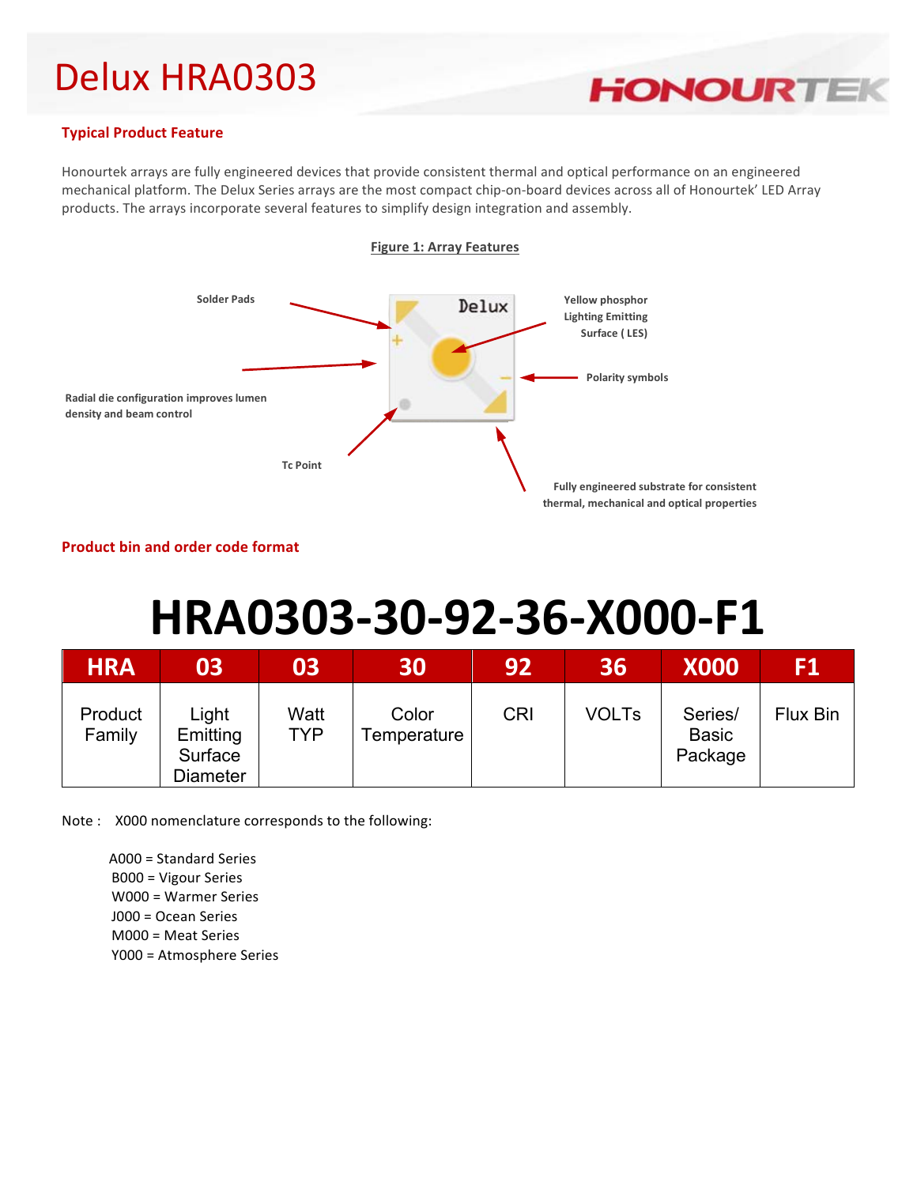# Delux HRA0303

## Typical Product Feature

Honourtek arrays are fully engineered devices that provide consistent thermal and optical performance on an engineered mechanical platform. The Delux Series arrays are the most compact chip-on-board devices across all of Honourtek' LED Array products. The arrays incorporate several features to simplify design integration and assembly.

**Figure 1: Array Features**

Solder Pads

Yellow phosphor Lighting Emitting Surface ( LES)

Polarity symbols

Radial die configuration improves lumen density and beam control

Tc Point

Fully engineered substrate for consistent thermal, mechanical and optical properties

## Product bin and order code format

# HRA0303-30-92-36-X000-F1

| HRA | 03 | 03 | 30 | 92 | 36 | X000 | F1 |
|---|---|---|---|---|---|---|---|
| Product Family | Light Emitting Surface Diameter | Watt TYP | Color Temperature | CRI | VOLTs | Series/ Basic Package | Flux Bin |

Note : X000 nomenclature corresponds to the following:

A000 = Standard Series
B000 = Vigour Series
W000 = Warmer Series
J000 = Ocean Series
M000 = Meat Series
Y000 = Atmosphere Series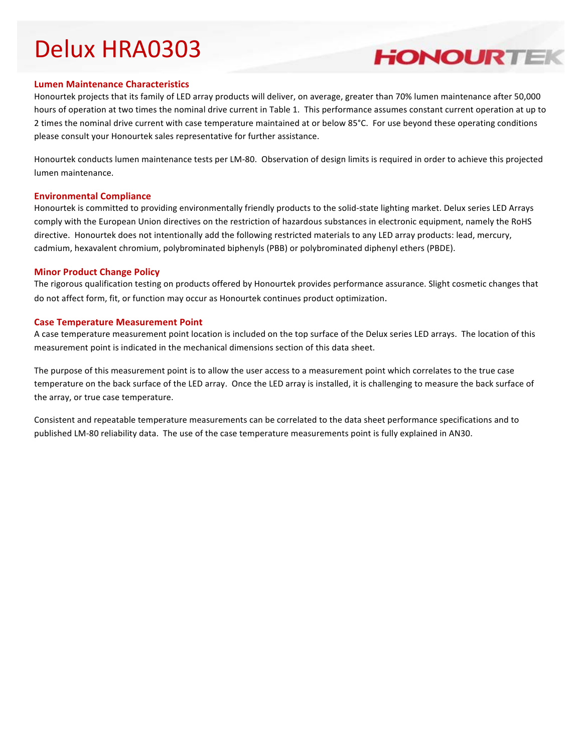## Lumen Maintenance Characteristics

Honourtek projects that its family of LED array products will deliver, on average, greater than 70% lumen maintenance after 50,000 hours of operation at two times the nominal drive current in Table 1. This performance assumes constant current operation at up to 2 times the nominal drive current with case temperature maintained at or below 85°C. For use beyond these operating conditions please consult your Honourtek sales representative for further assistance.

Honourtek conducts lumen maintenance tests per LM-80. Observation of design limits is required in order to achieve this projected lumen maintenance.

## Environmental Compliance

Honourtek is committed to providing environmentally friendly products to the solid-state lighting market. Delux series LED Arrays comply with the European Union directives on the restriction of hazardous substances in electronic equipment, namely the RoHS directive. Honourtek does not intentionally add the following restricted materials to any LED array products: lead, mercury, cadmium, hexavalent chromium, polybrominated biphenyls (PBB) or polybrominated diphenyl ethers (PBDE).

## Minor Product Change Policy

The rigorous qualification testing on products offered by Honourtek provides performance assurance. Slight cosmetic changes that do not affect form, fit, or function may occur as Honourtek continues product optimization.

## Case Temperature Measurement Point

A case temperature measurement point location is included on the top surface of the Delux series LED arrays. The location of this measurement point is indicated in the mechanical dimensions section of this data sheet.

The purpose of this measurement point is to allow the user access to a measurement point which correlates to the true case temperature on the back surface of the LED array. Once the LED array is installed, it is challenging to measure the back surface of the array, or true case temperature.

Consistent and repeatable temperature measurements can be correlated to the data sheet performance specifications and to published LM-80 reliability data. The use of the case temperature measurements point is fully explained in AN30.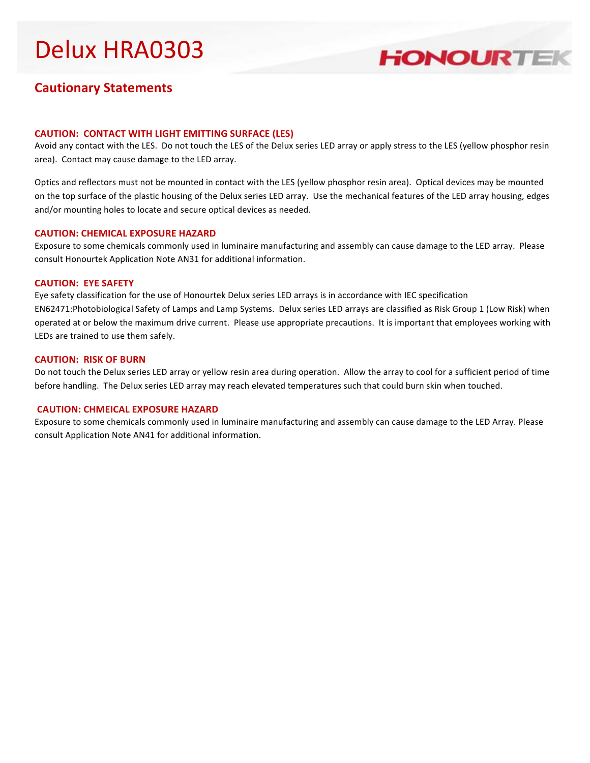# Delux HRA0303

## Cautionary Statements

### CAUTION: CONTACT WITH LIGHT EMITTING SURFACE (LES)

Avoid any contact with the LES. Do not touch the LES of the Delux series LED array or apply stress to the LES (yellow phosphor resin area). Contact may cause damage to the LED array.

Optics and reflectors must not be mounted in contact with the LES (yellow phosphor resin area). Optical devices may be mounted on the top surface of the plastic housing of the Delux series LED array. Use the mechanical features of the LED array housing, edges and/or mounting holes to locate and secure optical devices as needed.

### CAUTION: CHEMICAL EXPOSURE HAZARD

Exposure to some chemicals commonly used in luminaire manufacturing and assembly can cause damage to the LED array. Please consult Honourtek Application Note AN31 for additional information.

### CAUTION: EYE SAFETY

Eye safety classification for the use of Honourtek Delux series LED arrays is in accordance with IEC specification EN62471:Photobiological Safety of Lamps and Lamp Systems. Delux series LED arrays are classified as Risk Group 1 (Low Risk) when operated at or below the maximum drive current. Please use appropriate precautions. It is important that employees working with LEDs are trained to use them safely.

### CAUTION: RISK OF BURN

Do not touch the Delux series LED array or yellow resin area during operation. Allow the array to cool for a sufficient period of time before handling. The Delux series LED array may reach elevated temperatures such that could burn skin when touched.

### CAUTION: CHMEICAL EXPOSURE HAZARD

Exposure to some chemicals commonly used in luminaire manufacturing and assembly can cause damage to the LED Array. Please consult Application Note AN41 for additional information.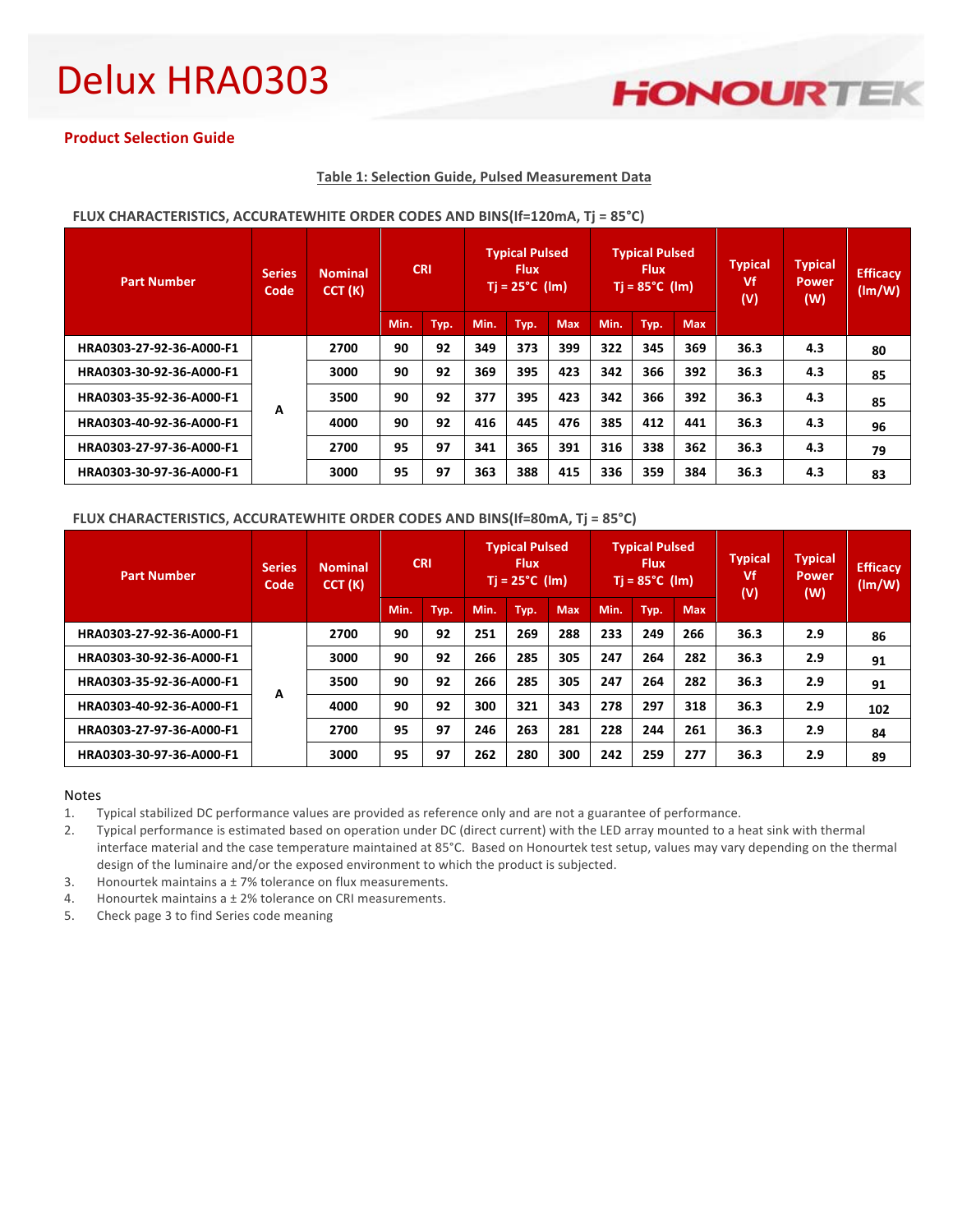# Delux HRA0303

## Product Selection Guide

**Table 1: Selection Guide, Pulsed Measurement Data**

**FLUX CHARACTERISTICS, ACCURATEWHITE ORDER CODES AND BINS(If=120mA, Tj = 85°C)**

| Part Number | Series Code | Nominal CCT (K) | CRI | | Typical Pulsed Flux Tj = 25°C (lm) | | | Typical Pulsed Flux Tj = 85°C (lm) | | | Typical Vf (V) | Typical Power (W) | Efficacy (lm/W) |
|---|---|---|---|---|---|---|---|---|---|---|---|---|---|
| | | | Min. | Typ. | Min. | Typ. | Max | Min. | Typ. | Max | | | |
| HRA0303-27-92-36-A000-F1 | A | 2700 | 90 | 92 | 349 | 373 | 399 | 322 | 345 | 369 | 36.3 | 4.3 | 80 |
| HRA0303-30-92-36-A000-F1 | | 3000 | 90 | 92 | 369 | 395 | 423 | 342 | 366 | 392 | 36.3 | 4.3 | 85 |
| HRA0303-35-92-36-A000-F1 | | 3500 | 90 | 92 | 377 | 395 | 423 | 342 | 366 | 392 | 36.3 | 4.3 | 85 |
| HRA0303-40-92-36-A000-F1 | | 4000 | 90 | 92 | 416 | 445 | 476 | 385 | 412 | 441 | 36.3 | 4.3 | 96 |
| HRA0303-27-97-36-A000-F1 | | 2700 | 95 | 97 | 341 | 365 | 391 | 316 | 338 | 362 | 36.3 | 4.3 | 79 |
| HRA0303-30-97-36-A000-F1 | | 3000 | 95 | 97 | 363 | 388 | 415 | 336 | 359 | 384 | 36.3 | 4.3 | 83 |

**FLUX CHARACTERISTICS, ACCURATEWHITE ORDER CODES AND BINS(If=80mA, Tj = 85°C)**

| Part Number | Series Code | Nominal CCT (K) | CRI | | Typical Pulsed Flux Tj = 25°C (lm) | | | Typical Pulsed Flux Tj = 85°C (lm) | | | Typical Vf (V) | Typical Power (W) | Efficacy (lm/W) |
|---|---|---|---|---|---|---|---|---|---|---|---|---|---|
| | | | Min. | Typ. | Min. | Typ. | Max | Min. | Typ. | Max | | | |
| HRA0303-27-92-36-A000-F1 | A | 2700 | 90 | 92 | 251 | 269 | 288 | 233 | 249 | 266 | 36.3 | 2.9 | 86 |
| HRA0303-30-92-36-A000-F1 | | 3000 | 90 | 92 | 266 | 285 | 305 | 247 | 264 | 282 | 36.3 | 2.9 | 91 |
| HRA0303-35-92-36-A000-F1 | | 3500 | 90 | 92 | 266 | 285 | 305 | 247 | 264 | 282 | 36.3 | 2.9 | 91 |
| HRA0303-40-92-36-A000-F1 | | 4000 | 90 | 92 | 300 | 321 | 343 | 278 | 297 | 318 | 36.3 | 2.9 | 102 |
| HRA0303-27-97-36-A000-F1 | | 2700 | 95 | 97 | 246 | 263 | 281 | 228 | 244 | 261 | 36.3 | 2.9 | 84 |
| HRA0303-30-97-36-A000-F1 | | 3000 | 95 | 97 | 262 | 280 | 300 | 242 | 259 | 277 | 36.3 | 2.9 | 89 |

Notes

1. Typical stabilized DC performance values are provided as reference only and are not a guarantee of performance.
2. Typical performance is estimated based on operation under DC (direct current) with the LED array mounted to a heat sink with thermal interface material and the case temperature maintained at 85°C. Based on Honourtek test setup, values may vary depending on the thermal design of the luminaire and/or the exposed environment to which the product is subjected.
3. Honourtek maintains a ± 7% tolerance on flux measurements.
4. Honourtek maintains a ± 2% tolerance on CRI measurements.
5. Check page 3 to find Series code meaning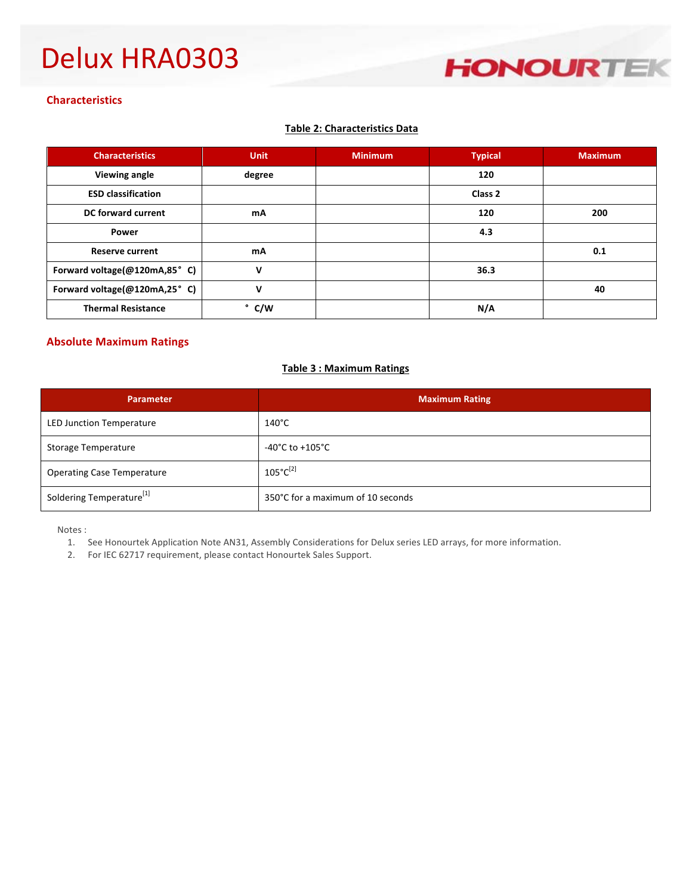# Delux HRA0303

## Characteristics

**Table 2: Characteristics Data**

| Characteristics | Unit | Minimum | Typical | Maximum |
|---|---|---|---|---|
| Viewing angle | degree | | 120 | |
| ESD classification | | | Class 2 | |
| DC forward current | mA | | 120 | 200 |
| Power | | | 4.3 | |
| Reserve current | mA | | | 0.1 |
| Forward voltage(@120mA,85° C) | V | | 36.3 | |
| Forward voltage(@120mA,25° C) | V | | | 40 |
| Thermal Resistance | ° C/W | | N/A | |

## Absolute Maximum Ratings

**Table 3 : Maximum Ratings**

| Parameter | Maximum Rating |
|---|---|
| LED Junction Temperature | 140°C |
| Storage Temperature | -40°C to +105°C |
| Operating Case Temperature | 105°C[2] |
| Soldering Temperature[1] | 350°C for a maximum of 10 seconds |

Notes :

1. See Honourtek Application Note AN31, Assembly Considerations for Delux series LED arrays, for more information.
2. For IEC 62717 requirement, please contact Honourtek Sales Support.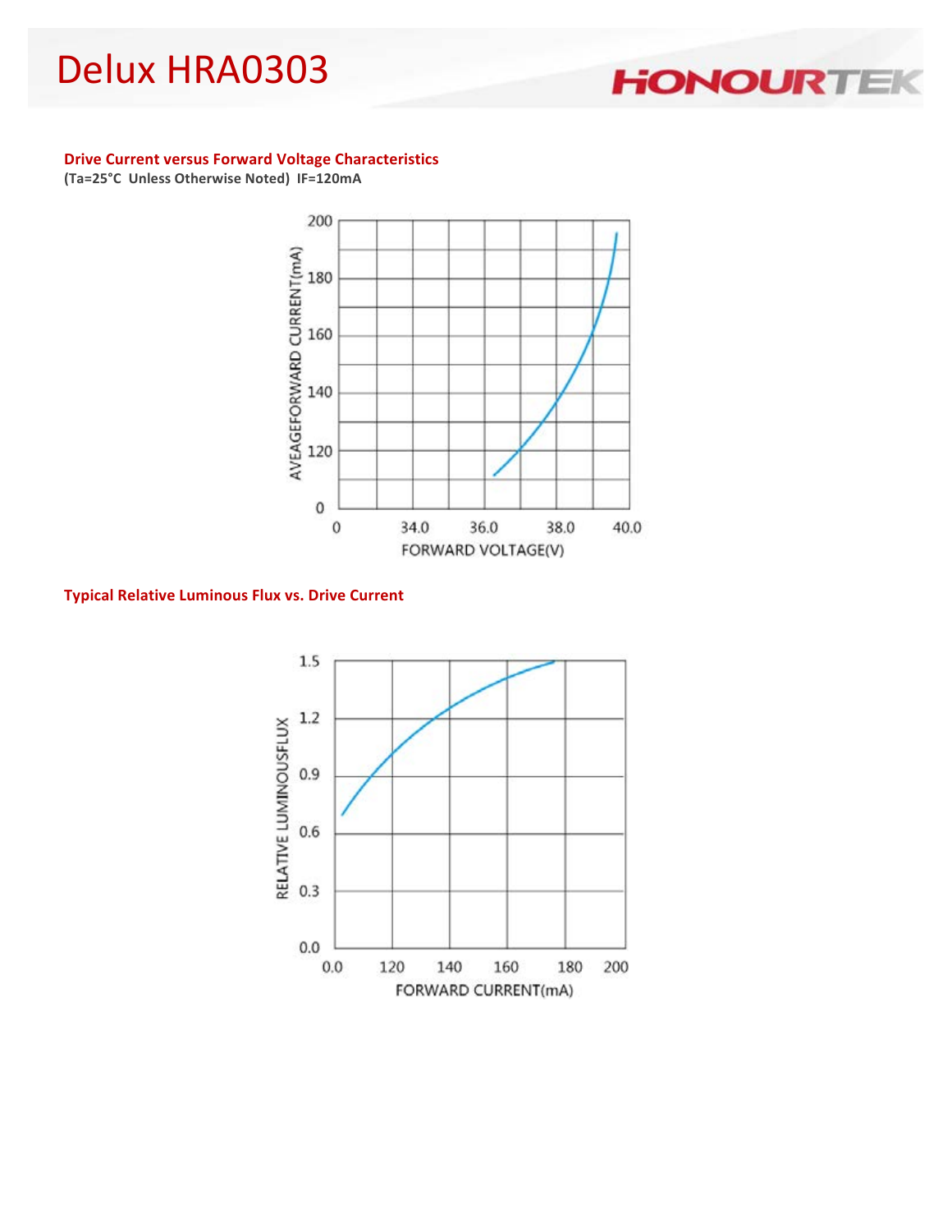## Drive Current versus Forward Voltage Characteristics

**(Ta=25°C Unless Otherwise Noted) IF=120mA**

## Typical Relative Luminous Flux vs. Drive Current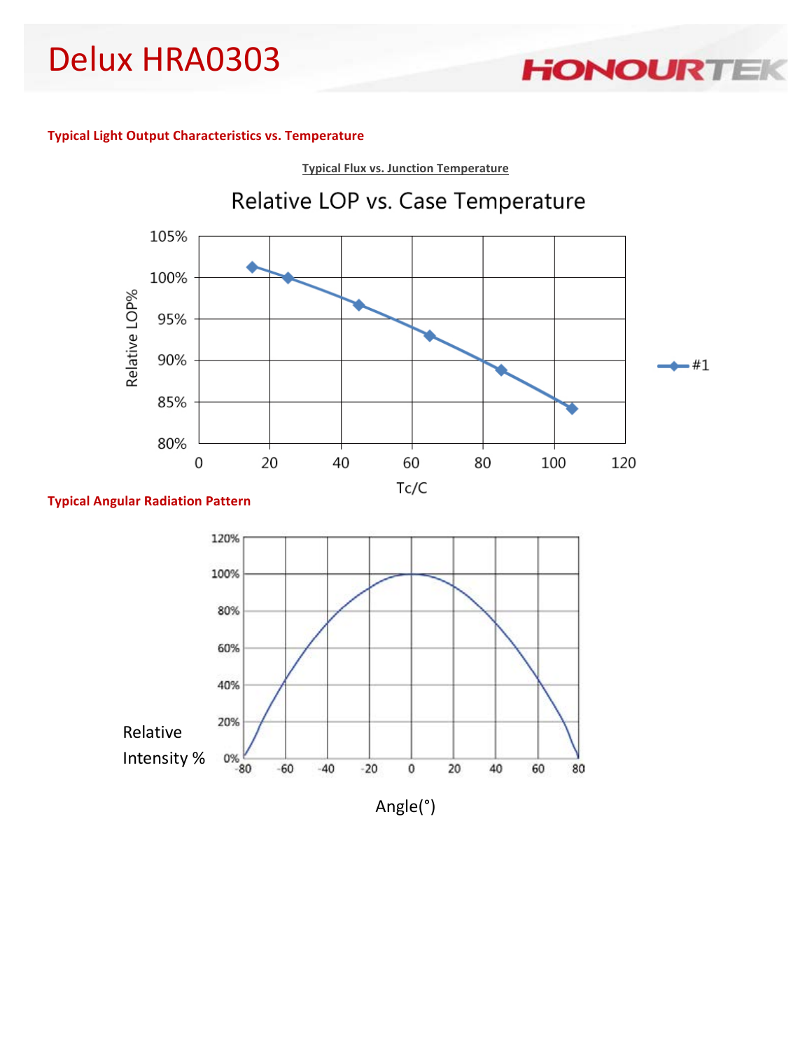## Typical Light Output Characteristics vs. Temperature

**Typical Flux vs. Junction Temperature**

Relative LOP vs. Case Temperature

Relative LOP%

Tc/C

#1

## Typical Angular Radiation Pattern

Relative Intensity %

Angle(°)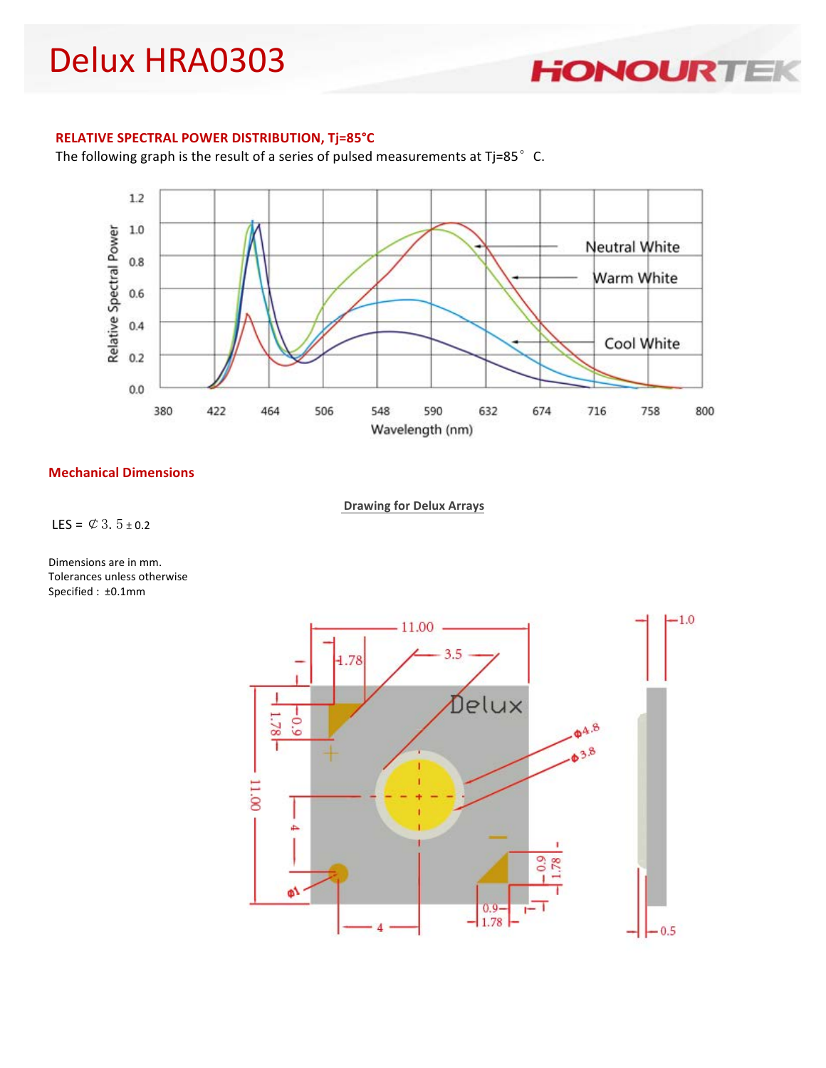# Delux HRA0303

## RELATIVE SPECTRAL POWER DISTRIBUTION, Tj=85°C

The following graph is the result of a series of pulsed measurements at Tj=85° C.

## Mechanical Dimensions

**Drawing for Delux Arrays**

LES = Ø3.5 ± 0.2

Dimensions are in mm.
Tolerances unless otherwise
Specified : ±0.1mm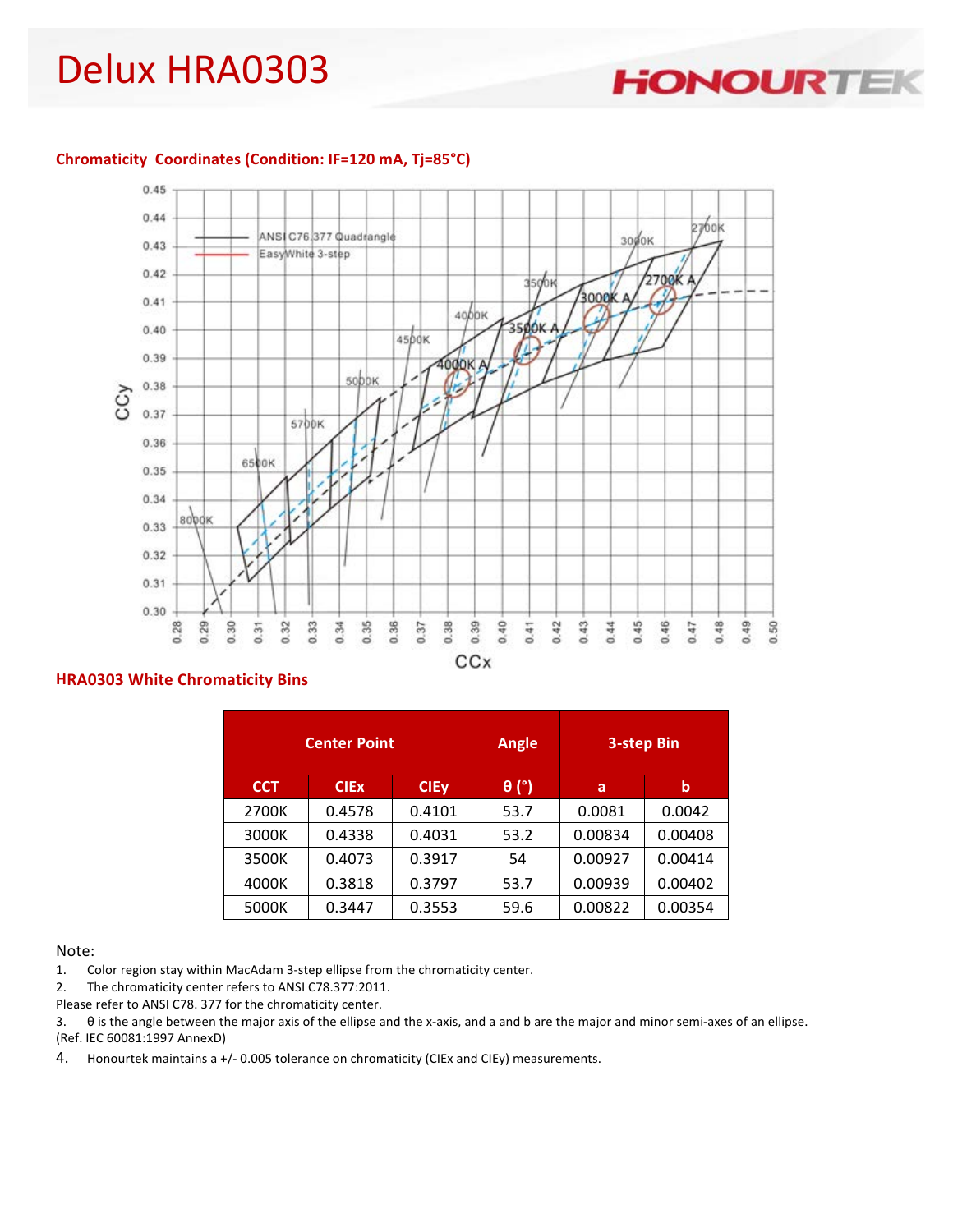# Delux HRA0303

**Chromaticity Coordinates (Condition: IF=120 mA, Tj=85°C)**

**HRA0303 White Chromaticity Bins**

| Center Point | | | Angle | 3-step Bin | |
|---|---|---|---|---|---|
| CCT | CIEx | CIEy | θ (°) | a | b |
| 2700K | 0.4578 | 0.4101 | 53.7 | 0.0081 | 0.0042 |
| 3000K | 0.4338 | 0.4031 | 53.2 | 0.00834 | 0.00408 |
| 3500K | 0.4073 | 0.3917 | 54 | 0.00927 | 0.00414 |
| 4000K | 0.3818 | 0.3797 | 53.7 | 0.00939 | 0.00402 |
| 5000K | 0.3447 | 0.3553 | 59.6 | 0.00822 | 0.00354 |

Note:

1. Color region stay within MacAdam 3-step ellipse from the chromaticity center.
2. The chromaticity center refers to ANSI C78.377:2011.

Please refer to ANSI C78. 377 for the chromaticity center.

3. θ is the angle between the major axis of the ellipse and the x-axis, and a and b are the major and minor semi-axes of an ellipse. (Ref. IEC 60081:1997 AnnexD)
4. Honourtek maintains a +/- 0.005 tolerance on chromaticity (CIEx and CIEy) measurements.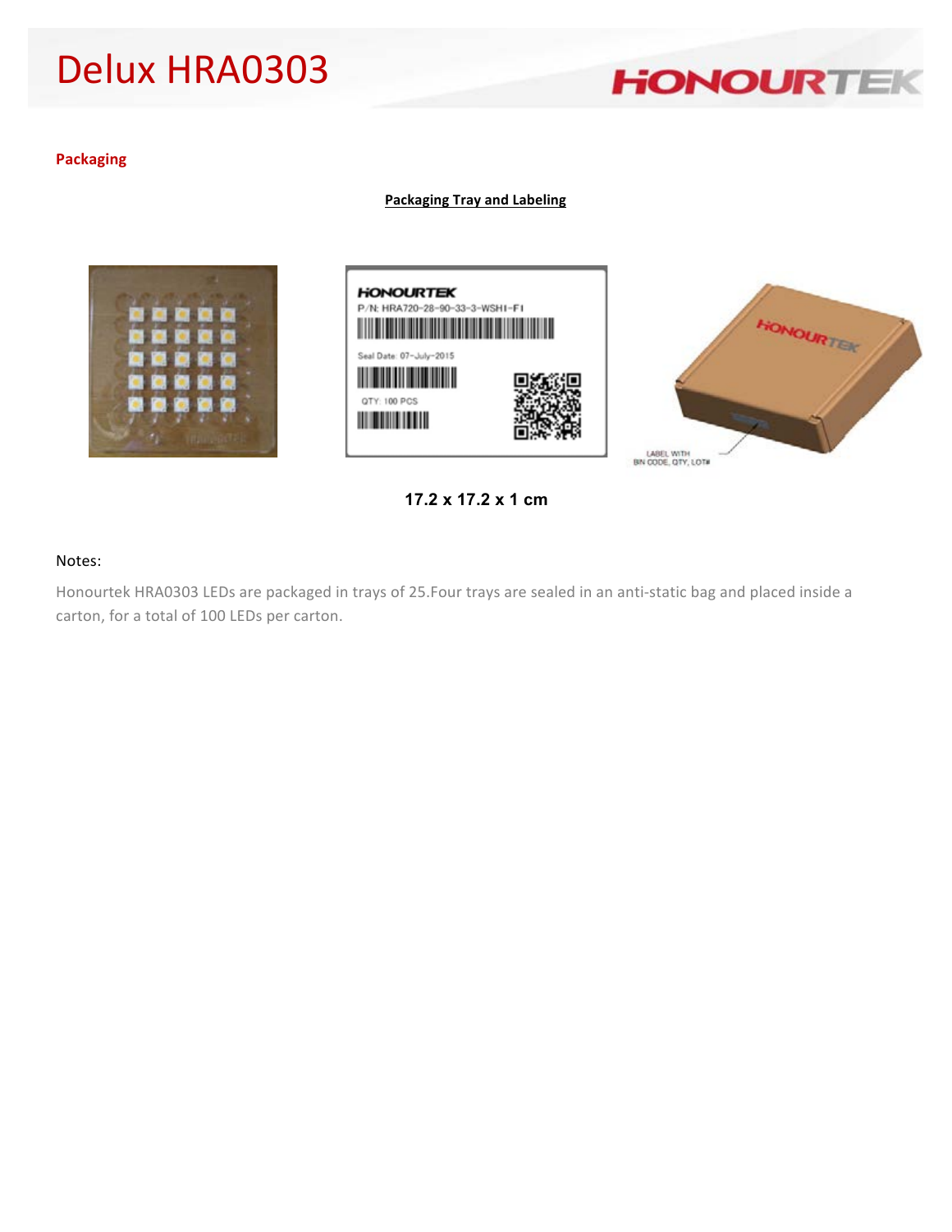## Packaging

**Packaging Tray and Labeling**

**17.2 x 17.2 x 1 cm**

Notes:

Honourtek HRA0303 LEDs are packaged in trays of 25.Four trays are sealed in an anti-static bag and placed inside a carton, for a total of 100 LEDs per carton.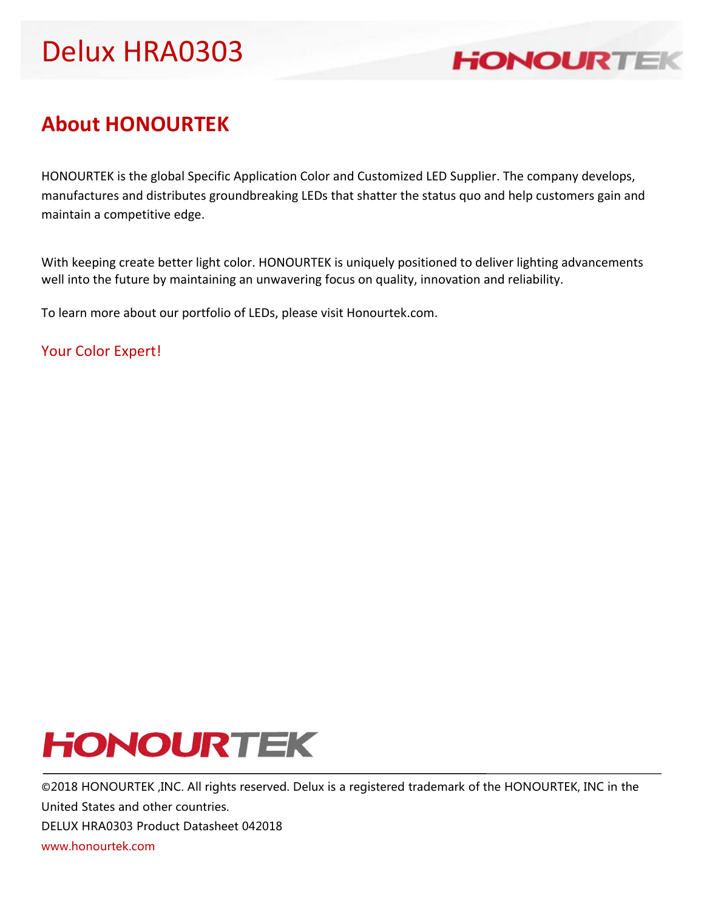## About HONOURTEK

HONOURTEK is the global Specific Application Color and Customized LED Supplier. The company develops, manufactures and distributes groundbreaking LEDs that shatter the status quo and help customers gain and maintain a competitive edge.

With keeping create better light color. HONOURTEK is uniquely positioned to deliver lighting advancements well into the future by maintaining an unwavering focus on quality, innovation and reliability.

To learn more about our portfolio of LEDs, please visit Honourtek.com.

Your Color Expert!

HONOURTEK

©2018 HONOURTEK ,INC. All rights reserved. Delux is a registered trademark of the HONOURTEK, INC in the United States and other countries.

DELUX HRA0303 Product Datasheet 042018

www.honourtek.com